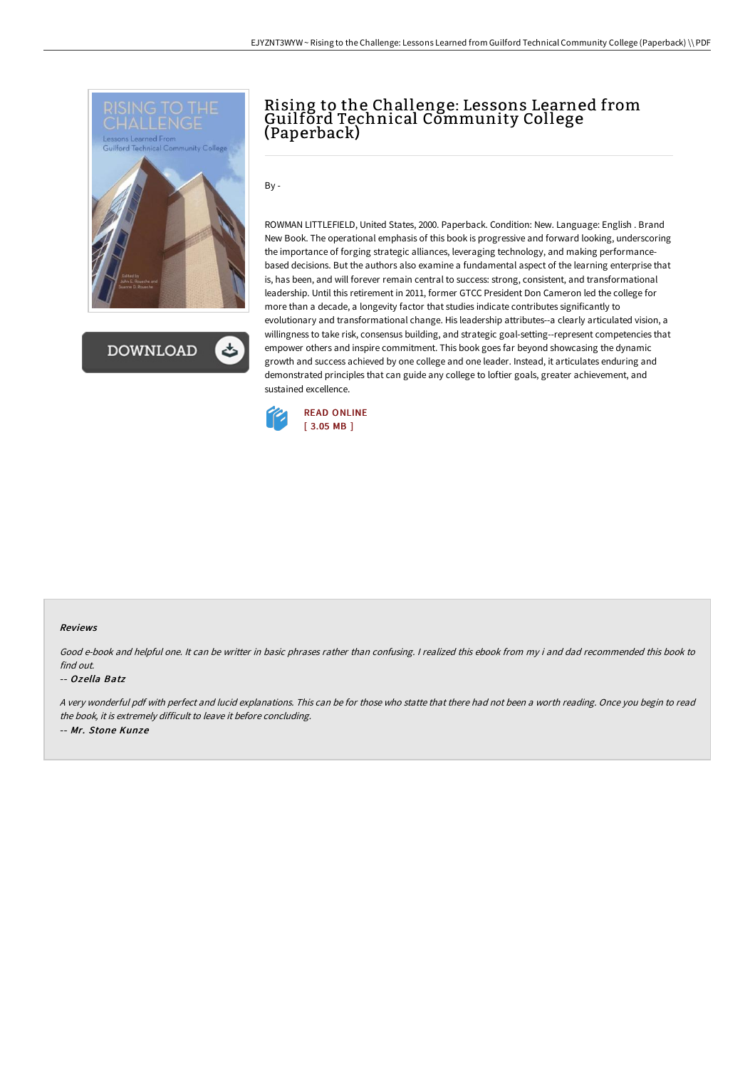# Rising to the Challenge: Lessons Learned from Guilford Technical Community College (Paperback)

By -

ROWMAN LITTLEFIELD, United States, 2000. Paperback. Condition: New. Language: English . Brand New Book. The operational emphasis of this book is progressive and forward looking, underscoring the importance of forging strategic alliances, leveraging technology, and making performance-based decisions. But the authors also examine a fundamental aspect of the learning enterprise that is, has been, and will forever remain central to success: strong, consistent, and transformational leadership. Until this retirement in 2011, former GTCC President Don Cameron led the college for more than a decade, a longevity factor that studies indicate contributes significantly to evolutionary and transformational change. His leadership attributes--a clearly articulated vision, a willingness to take risk, consensus building, and strategic goal-setting--represent competencies that empower others and inspire commitment. This book goes far beyond showcasing the dynamic growth and success achieved by one college and one leader. Instead, it articulates enduring and demonstrated principles that can guide any college to loftier goals, greater achievement, and sustained excellence.

READ ONLINE
[ 3.05 MB ]

### Reviews

*Good e-book and helpful one. It can be writter in basic phrases rather than confusing. I realized this ebook from my i and dad recommended this book to find out.*

-- *Ozella Batz*

*A very wonderful pdf with perfect and lucid explanations. This can be for those who statte that there had not been a worth reading. Once you begin to read the book, it is extremely difficult to leave it before concluding.*

-- *Mr. Stone Kunze*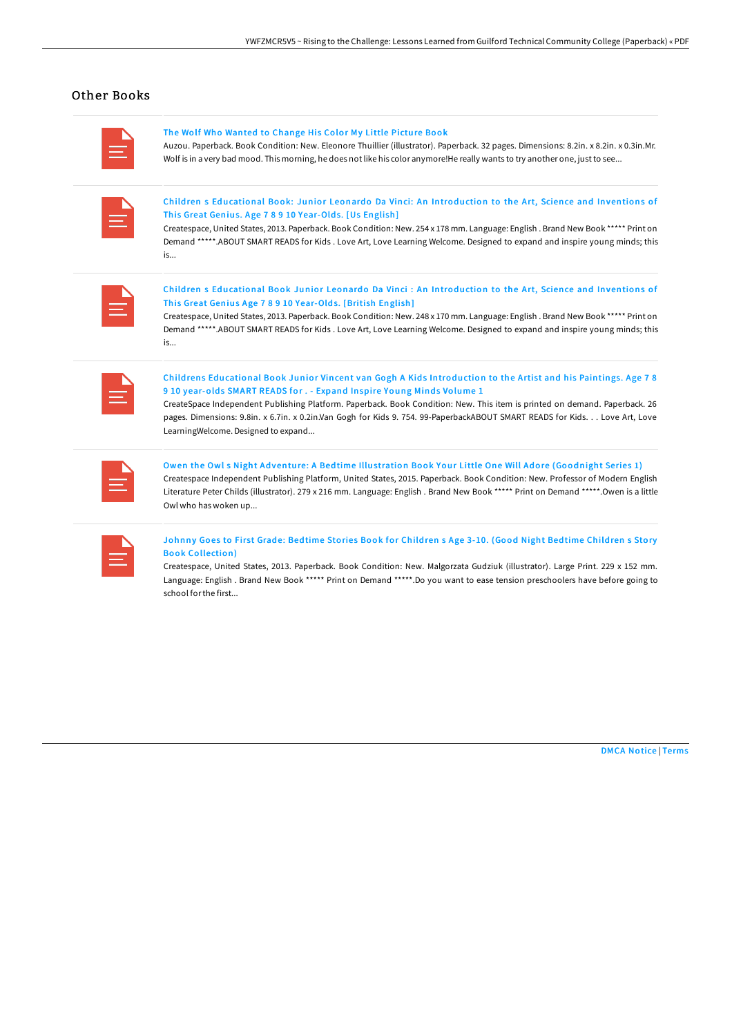## Other Books

### The Wolf Who Wanted to Change His Color My Little Picture Book

Auzou. Paperback. Book Condition: New. Eleonore Thuillier (illustrator). Paperback. 32 pages. Dimensions: 8.2in. x 8.2in. x 0.3in.Mr. Wolf is in a very bad mood. This morning, he does not like his color anymore!He really wants to try another one, just to see...

### Children s Educational Book: Junior Leonardo Da Vinci: An Introduction to the Art, Science and Inventions of This Great Genius. Age 7 8 9 10 Year-Olds. [Us English]

Createspace, United States, 2013. Paperback. Book Condition: New. 254 x 178 mm. Language: English . Brand New Book ***** Print on Demand *****.ABOUT SMART READS for Kids . Love Art, Love Learning Welcome. Designed to expand and inspire young minds; this is...

### Children s Educational Book Junior Leonardo Da Vinci : An Introduction to the Art, Science and Inventions of This Great Genius Age 7 8 9 10 Year-Olds. [British English]

Createspace, United States, 2013. Paperback. Book Condition: New. 248 x 170 mm. Language: English . Brand New Book ***** Print on Demand *****.ABOUT SMART READS for Kids . Love Art, Love Learning Welcome. Designed to expand and inspire young minds; this is...

### Childrens Educational Book Junior Vincent van Gogh A Kids Introduction to the Artist and his Paintings. Age 7 8 9 10 year-olds SMART READS for . - Expand Inspire Young Minds Volume 1

CreateSpace Independent Publishing Platform. Paperback. Book Condition: New. This item is printed on demand. Paperback. 26 pages. Dimensions: 9.8in. x 6.7in. x 0.2in.Van Gogh for Kids 9. 754. 99-PaperbackABOUT SMART READS for Kids. . . Love Art, Love LearningWelcome. Designed to expand...

### Owen the Owl s Night Adventure: A Bedtime Illustration Book Your Little One Will Adore (Goodnight Series 1)

Createspace Independent Publishing Platform, United States, 2015. Paperback. Book Condition: New. Professor of Modern English Literature Peter Childs (illustrator). 279 x 216 mm. Language: English . Brand New Book ***** Print on Demand *****.Owen is a little Owl who has woken up...

### Johnny Goes to First Grade: Bedtime Stories Book for Children s Age 3-10. (Good Night Bedtime Children s Story Book Collection)

Createspace, United States, 2013. Paperback. Book Condition: New. Malgorzata Gudziuk (illustrator). Large Print. 229 x 152 mm. Language: English . Brand New Book ***** Print on Demand *****.Do you want to ease tension preschoolers have before going to school for the first...

DMCA Notice | Terms